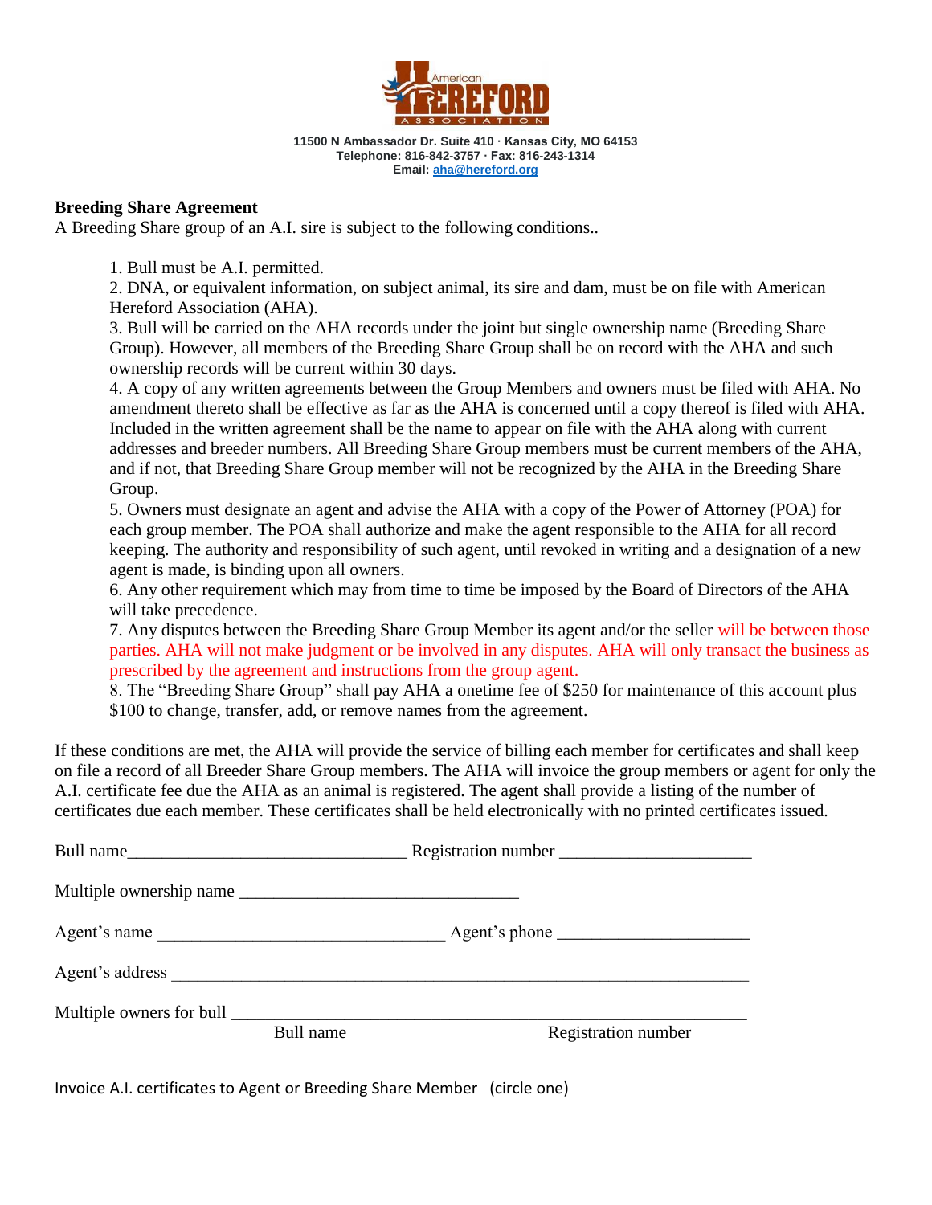American Hereford Association

11500 N Ambassador Dr. Suite 410 · Kansas City, MO 64153
Telephone: 816-842-3757 · Fax: 816-243-1314
Email: aha@hereford.org

**Breeding Share Agreement**

A Breeding Share group of an A.I. sire is subject to the following conditions..

1. Bull must be A.I. permitted.
2. DNA, or equivalent information, on subject animal, its sire and dam, must be on file with American Hereford Association (AHA).
3. Bull will be carried on the AHA records under the joint but single ownership name (Breeding Share Group). However, all members of the Breeding Share Group shall be on record with the AHA and such ownership records will be current within 30 days.
4. A copy of any written agreements between the Group Members and owners must be filed with AHA. No amendment thereto shall be effective as far as the AHA is concerned until a copy thereof is filed with AHA. Included in the written agreement shall be the name to appear on file with the AHA along with current addresses and breeder numbers. All Breeding Share Group members must be current members of the AHA, and if not, that Breeding Share Group member will not be recognized by the AHA in the Breeding Share Group.
5. Owners must designate an agent and advise the AHA with a copy of the Power of Attorney (POA) for each group member. The POA shall authorize and make the agent responsible to the AHA for all record keeping. The authority and responsibility of such agent, until revoked in writing and a designation of a new agent is made, is binding upon all owners.
6. Any other requirement which may from time to time be imposed by the Board of Directors of the AHA will take precedence.
7. Any disputes between the Breeding Share Group Member its agent and/or the seller will be between those parties. AHA will not make judgment or be involved in any disputes. AHA will only transact the business as prescribed by the agreement and instructions from the group agent.
8. The "Breeding Share Group" shall pay AHA a onetime fee of $250 for maintenance of this account plus $100 to change, transfer, add, or remove names from the agreement.

If these conditions are met, the AHA will provide the service of billing each member for certificates and shall keep on file a record of all Breeder Share Group members. The AHA will invoice the group members or agent for only the A.I. certificate fee due the AHA as an animal is registered. The agent shall provide a listing of the number of certificates due each member. These certificates shall be held electronically with no printed certificates issued.

Bull name________________________________ Registration number ______________________

Multiple ownership name ________________________________

Agent's name _________________________________ Agent's phone ______________________

Agent's address __________________________________________________________________

Multiple owners for bull __________________________________________________________
Bull name Registration number

Invoice A.I. certificates to Agent or Breeding Share Member (circle one)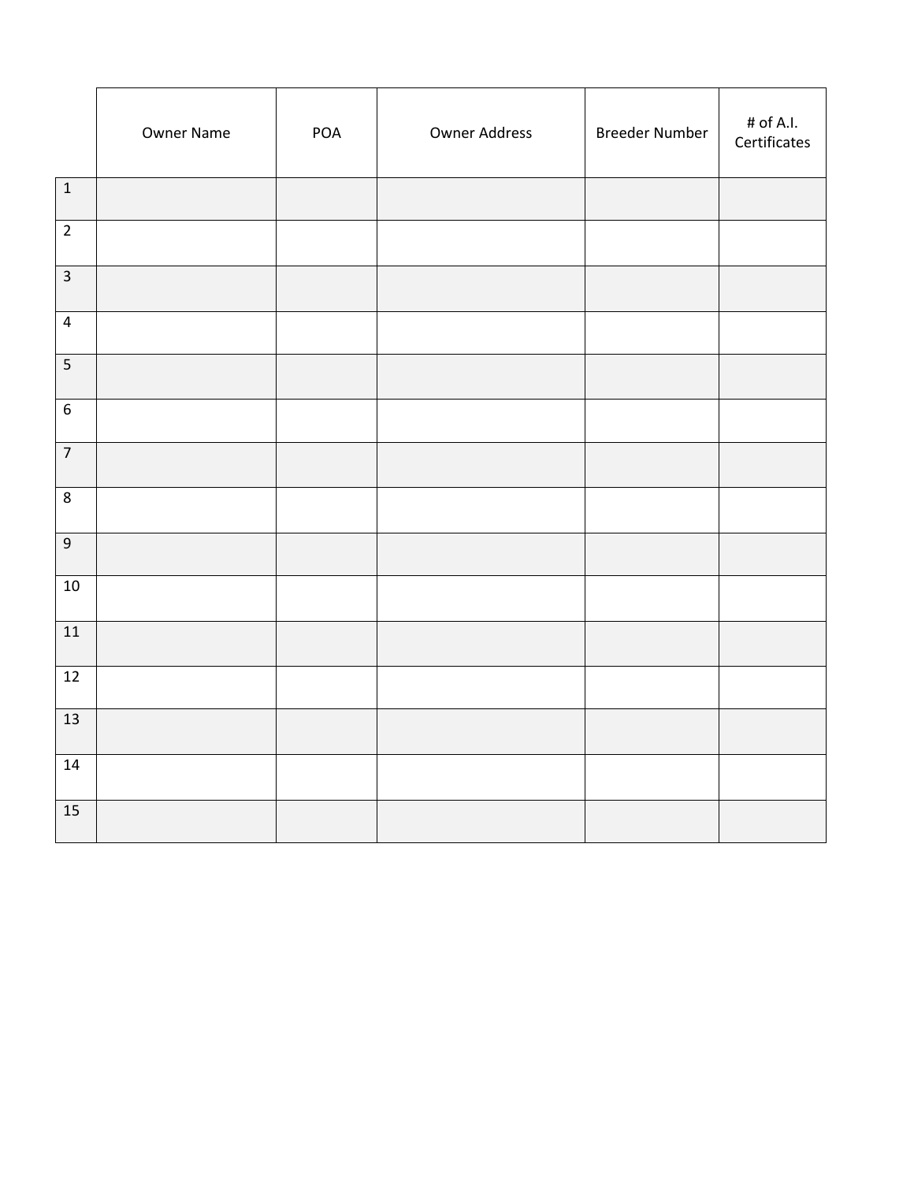| | Owner Name | POA | Owner Address | Breeder Number | # of A.I. Certificates |
|---|---|---|---|---|---|
| 1 | | | | | |
| 2 | | | | | |
| 3 | | | | | |
| 4 | | | | | |
| 5 | | | | | |
| 6 | | | | | |
| 7 | | | | | |
| 8 | | | | | |
| 9 | | | | | |
| 10 | | | | | |
| 11 | | | | | |
| 12 | | | | | |
| 13 | | | | | |
| 14 | | | | | |
| 15 | | | | | |